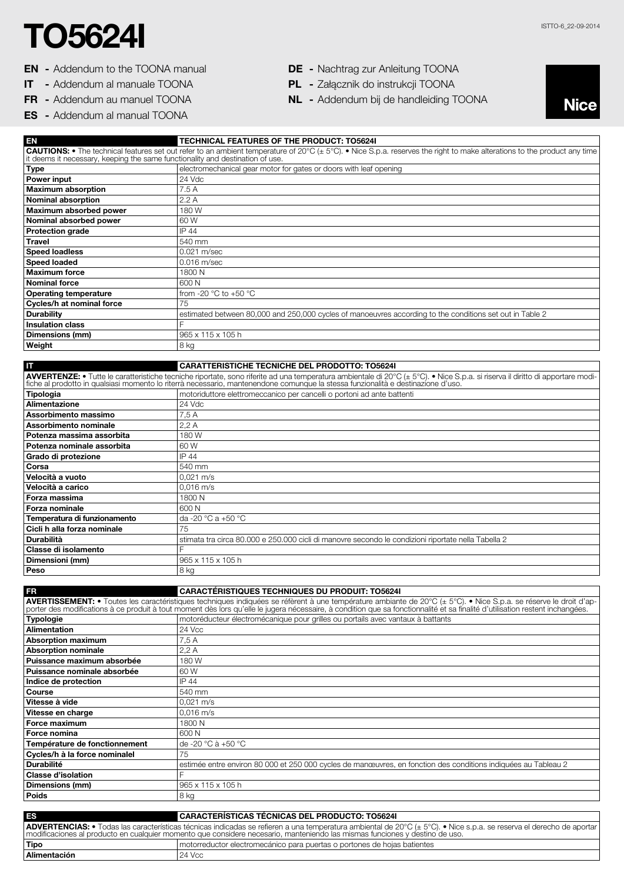# TO5624I

- **EN** - Addendum to the TOONA manual
- **IT** - Addendum al manuale TOONA
- **FR** - Addendum au manuel TOONA
- **ES** - Addendum al manual TOONA
- **DE** - Nachtrag zur Anleitung TOONA
- **PL** - Załącznik do instrukcji TOONA
- **NL** - Addendum bij de handleiding TOONA

| EN | TECHNICAL FEATURES OF THE PRODUCT: TO5624I |
|---|---|
| **CAUTIONS:** • The technical features set out refer to an ambient temperature of 20°C (± 5°C). • Nice S.p.a. reserves the right to make alterations to the product any time it deems it necessary, keeping the same functionality and destination of use. | |
| **Type** | electromechanical gear motor for gates or doors with leaf opening |
| **Power input** | 24 Vdc |
| **Maximum absorption** | 7.5 A |
| **Nominal absorption** | 2.2 A |
| **Maximum absorbed power** | 180 W |
| **Nominal absorbed power** | 60 W |
| **Protection grade** | IP 44 |
| **Travel** | 540 mm |
| **Speed loadless** | 0.021 m/sec |
| **Speed loaded** | 0.016 m/sec |
| **Maximum force** | 1800 N |
| **Nominal force** | 600 N |
| **Operating temperature** | from -20 °C to +50 °C |
| **Cycles/h at nominal force** | 75 |
| **Durability** | estimated between 80,000 and 250,000 cycles of manoeuvres according to the conditions set out in Table 2 |
| **Insulation class** | F |
| **Dimensions (mm)** | 965 x 115 x 105 h |
| **Weight** | 8 kg |

| IT | CARATTERISTICHE TECNICHE DEL PRODOTTO: TO5624I |
|---|---|
| **AVVERTENZE:** • Tutte le caratteristiche tecniche riportate, sono riferite ad una temperatura ambientale di 20°C (± 5°C). • Nice S.p.a. si riserva il diritto di apportare modifiche al prodotto in qualsiasi momento lo riterrà necessario, mantenendone comunque la stessa funzionalità e destinazione d'uso. | |
| **Tipologia** | motoriduttore elettromeccanico per cancelli o portoni ad ante battenti |
| **Alimentazione** | 24 Vdc |
| **Assorbimento massimo** | 7,5 A |
| **Assorbimento nominale** | 2,2 A |
| **Potenza massima assorbita** | 180 W |
| **Potenza nominale assorbita** | 60 W |
| **Grado di protezione** | IP 44 |
| **Corsa** | 540 mm |
| **Velocità a vuoto** | 0,021 m/s |
| **Velocità a carico** | 0,016 m/s |
| **Forza massima** | 1800 N |
| **Forza nominale** | 600 N |
| **Temperatura di funzionamento** | da -20 °C a +50 °C |
| **Cicli h alla forza nominale** | 75 |
| **Durabilità** | stimata tra circa 80.000 e 250.000 cicli di manovre secondo le condizioni riportate nella Tabella 2 |
| **Classe di isolamento** | F |
| **Dimensioni (mm)** | 965 x 115 x 105 h |
| **Peso** | 8 kg |

| FR | CARACTÉRISTIQUES TECHNIQUES DU PRODUIT: TO5624I |
|---|---|
| **AVERTISSEMENT:** • Toutes les caractéristiques techniques indiquées se réfèrent à une température ambiante de 20°C (± 5°C). • Nice S.p.a. se réserve le droit d'apporter des modifications à ce produit à tout moment dès lors qu'elle le jugera nécessaire, à condition que sa fonctionnalité et sa finalité d'utilisation restent inchangées. | |
| **Typologie** | motoréducteur électromécanique pour grilles ou portails avec vantaux à battants |
| **Alimentation** | 24 Vcc |
| **Absorption maximum** | 7,5 A |
| **Absorption nominale** | 2,2 A |
| **Puissance maximum absorbée** | 180 W |
| **Puissance nominale absorbée** | 60 W |
| **Indice de protection** | IP 44 |
| **Course** | 540 mm |
| **Vitesse à vide** | 0,021 m/s |
| **Vitesse en charge** | 0,016 m/s |
| **Force maximum** | 1800 N |
| **Force nomina** | 600 N |
| **Température de fonctionnement** | de -20 °C à +50 °C |
| **Cycles/h à la force nominalel** | 75 |
| **Durabilité** | estimée entre environ 80 000 et 250 000 cycles de manœuvres, en fonction des conditions indiquées au Tableau 2 |
| **Classe d'isolation** | F |
| **Dimensions (mm)** | 965 x 115 x 105 h |
| **Poids** | 8 kg |

| ES | CARACTERÍSTICAS TÉCNICAS DEL PRODUCTO: TO5624I |
|---|---|
| **ADVERTENCIAS:** • Todas las características técnicas indicadas se refieren a una temperatura ambiental de 20°C (± 5°C). • Nice s.p.a. se reserva el derecho de aportar modificaciones al producto en cualquier momento que considere necesario, manteniendo las mismas funciones y destino de uso. | |
| **Tipo** | motorreductor electromecánico para puertas o portones de hojas batientes |
| **Alimentación** | 24 Vcc |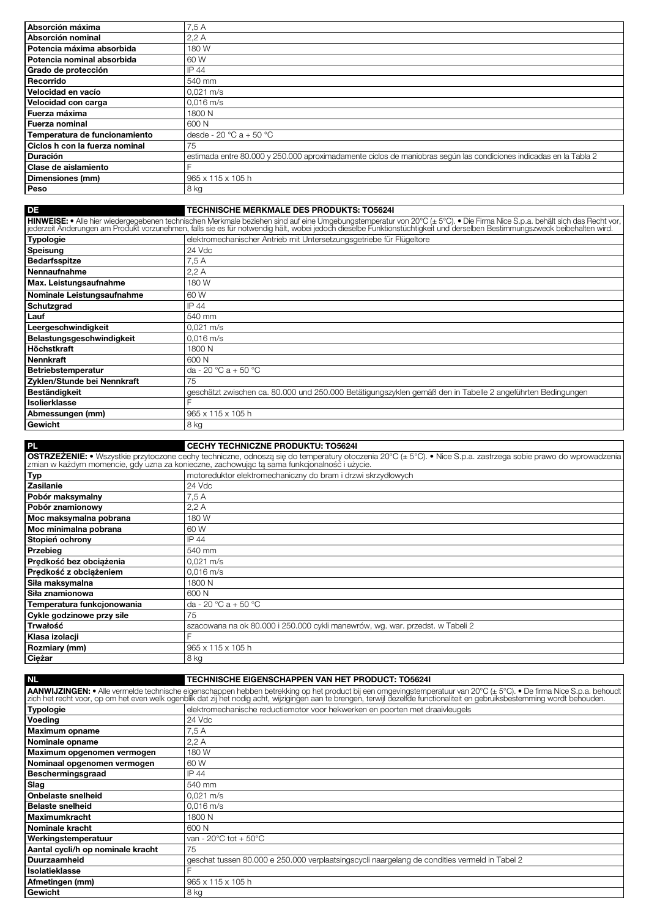| | |
|---|---|
| **Absorción máxima** | 7,5 A |
| **Absorción nominal** | 2,2 A |
| **Potencia máxima absorbida** | 180 W |
| **Potencia nominal absorbida** | 60 W |
| **Grado de protección** | IP 44 |
| **Recorrido** | 540 mm |
| **Velocidad en vacío** | 0,021 m/s |
| **Velocidad con carga** | 0,016 m/s |
| **Fuerza máxima** | 1800 N |
| **Fuerza nominal** | 600 N |
| **Temperatura de funcionamiento** | desde - 20 °C a + 50 °C |
| **Ciclos h con la fuerza nominal** | 75 |
| **Duración** | estimada entre 80.000 y 250.000 aproximadamente ciclos de maniobras según las condiciones indicadas en la Tabla 2 |
| **Clase de aislamiento** | F |
| **Dimensiones (mm)** | 965 x 115 x 105 h |
| **Peso** | 8 kg |

| **DE** | **TECHNISCHE MERKMALE DES PRODUKTS: TO5624I** |
|---|---|
| **HINWEISE:** • Alle hier wiedergegebenen technischen Merkmale beziehen sind auf eine Umgebungstemperatur von 20°C (± 5°C). • Die Firma Nice S.p.a. behält sich das Recht vor, jederzeit Änderungen am Produkt vorzunehmen, falls sie es für notwendig hält, wobei jedoch dieselbe Funktionstüchtigkeit und derselben Bestimmungszweck beibehalten wird. | |
| **Typologie** | elektromechanischer Antrieb mit Untersetzungsgetriebe für Flügeltore |
| **Speisung** | 24 Vdc |
| **Bedarfsspitze** | 7,5 A |
| **Nennaufnahme** | 2,2 A |
| **Max. Leistungsaufnahme** | 180 W |
| **Nominale Leistungsaufnahme** | 60 W |
| **Schutzgrad** | IP 44 |
| **Lauf** | 540 mm |
| **Leergeschwindigkeit** | 0,021 m/s |
| **Belastungsgeschwindigkeit** | 0,016 m/s |
| **Höchstkraft** | 1800 N |
| **Nennkraft** | 600 N |
| **Betriebstemperatur** | da - 20 °C a + 50 °C |
| **Zyklen/Stunde bei Nennkraft** | 75 |
| **Beständigkeit** | geschätzt zwischen ca. 80.000 und 250.000 Betätigungszyklen gemäß den in Tabelle 2 angeführten Bedingungen |
| **Isolierklasse** | F |
| **Abmessungen (mm)** | 965 x 115 x 105 h |
| **Gewicht** | 8 kg |

| **PL** | **CECHY TECHNICZNE PRODUKTU: TO5624I** |
|---|---|
| **OSTRZEŻENIE:** • Wszystkie przytoczone cechy techniczne, odnoszą się do temperatury otoczenia 20°C (± 5°C). • Nice S.p.a. zastrzega sobie prawo do wprowadzenia zmian w każdym momencie, gdy uzna za konieczne, zachowując tą samą funkcjonalność i użycie. | |
| **Typ** | motoreduktor elektromechaniczny do bram i drzwi skrzydłowych |
| **Zasilanie** | 24 Vdc |
| **Pobór maksymalny** | 7,5 A |
| **Pobór znamionowy** | 2,2 A |
| **Moc maksymalna pobrana** | 180 W |
| **Moc minimalna pobrana** | 60 W |
| **Stopień ochrony** | IP 44 |
| **Przebieg** | 540 mm |
| **Prędkość bez obciążenia** | 0,021 m/s |
| **Prędkość z obciążeniem** | 0,016 m/s |
| **Siła maksymalna** | 1800 N |
| **Siła znamionowa** | 600 N |
| **Temperatura funkcjonowania** | da - 20 °C a + 50 °C |
| **Cykle godzinowe przy sile** | 75 |
| **Trwałość** | szacowana na ok 80.000 i 250.000 cykli manewrów, wg. war. przedst. w Tabeli 2 |
| **Klasa izolacji** | F |
| **Rozmiary (mm)** | 965 x 115 x 105 h |
| **Ciężar** | 8 kg |

| **NL** | **TECHNISCHE EIGENSCHAPPEN VAN HET PRODUCT: TO5624I** |
|---|---|
| **AANWIJZINGEN:** • Alle vermelde technische eigenschappen hebben betrekking op het product bij een omgevingstemperatuur van 20°C (± 5°C). • De firma Nice S.p.a. behoudt zich het recht voor, op om het even welk ogenblik dat zij het nodig acht, wijzigingen aan te brengen, terwijl dezelfde functionaliteit en gebruiksbestemming wordt behouden. | |
| **Typologie** | elektromechanische reductiemotor voor hekwerken en poorten met draaivleugels |
| **Voeding** | 24 Vdc |
| **Maximum opname** | 7,5 A |
| **Nominale opname** | 2,2 A |
| **Maximum opgenomen vermogen** | 180 W |
| **Nominaal opgenomen vermogen** | 60 W |
| **Beschermingsgraad** | IP 44 |
| **Slag** | 540 mm |
| **Onbelaste snelheid** | 0,021 m/s |
| **Belaste snelheid** | 0,016 m/s |
| **Maximumkracht** | 1800 N |
| **Nominale kracht** | 600 N |
| **Werkingstemperatuur** | van - 20°C tot + 50°C |
| **Aantal cycli/h op nominale kracht** | 75 |
| **Duurzaamheid** | geschat tussen 80.000 e 250.000 verplaatsingscycli naargelang de condities vermeld in Tabel 2 |
| **Isolatieklasse** | F |
| **Afmetingen (mm)** | 965 x 115 x 105 h |
| **Gewicht** | 8 kg |